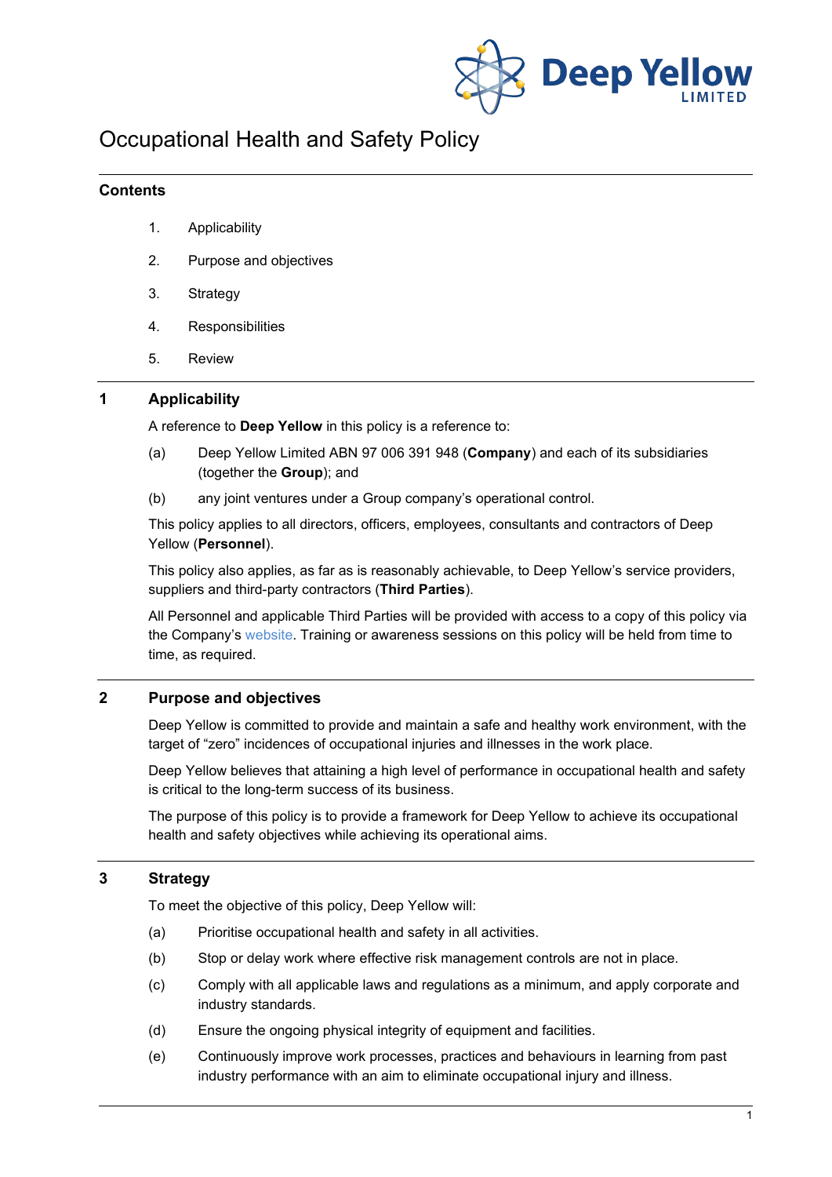# Occupational Health and Safety Policy

## Contents

1. Applicability
2. Purpose and objectives
3. Strategy
4. Responsibilities
5. Review

## 1 Applicability

A reference to **Deep Yellow** in this policy is a reference to:

(a) Deep Yellow Limited ABN 97 006 391 948 (**Company**) and each of its subsidiaries (together the **Group**); and

(b) any joint ventures under a Group company's operational control.

This policy applies to all directors, officers, employees, consultants and contractors of Deep Yellow (**Personnel**).

This policy also applies, as far as is reasonably achievable, to Deep Yellow's service providers, suppliers and third-party contractors (**Third Parties**).

All Personnel and applicable Third Parties will be provided with access to a copy of this policy via the Company's website. Training or awareness sessions on this policy will be held from time to time, as required.

## 2 Purpose and objectives

Deep Yellow is committed to provide and maintain a safe and healthy work environment, with the target of "zero" incidences of occupational injuries and illnesses in the work place.

Deep Yellow believes that attaining a high level of performance in occupational health and safety is critical to the long-term success of its business.

The purpose of this policy is to provide a framework for Deep Yellow to achieve its occupational health and safety objectives while achieving its operational aims.

## 3 Strategy

To meet the objective of this policy, Deep Yellow will:

(a) Prioritise occupational health and safety in all activities.

(b) Stop or delay work where effective risk management controls are not in place.

(c) Comply with all applicable laws and regulations as a minimum, and apply corporate and industry standards.

(d) Ensure the ongoing physical integrity of equipment and facilities.

(e) Continuously improve work processes, practices and behaviours in learning from past industry performance with an aim to eliminate occupational injury and illness.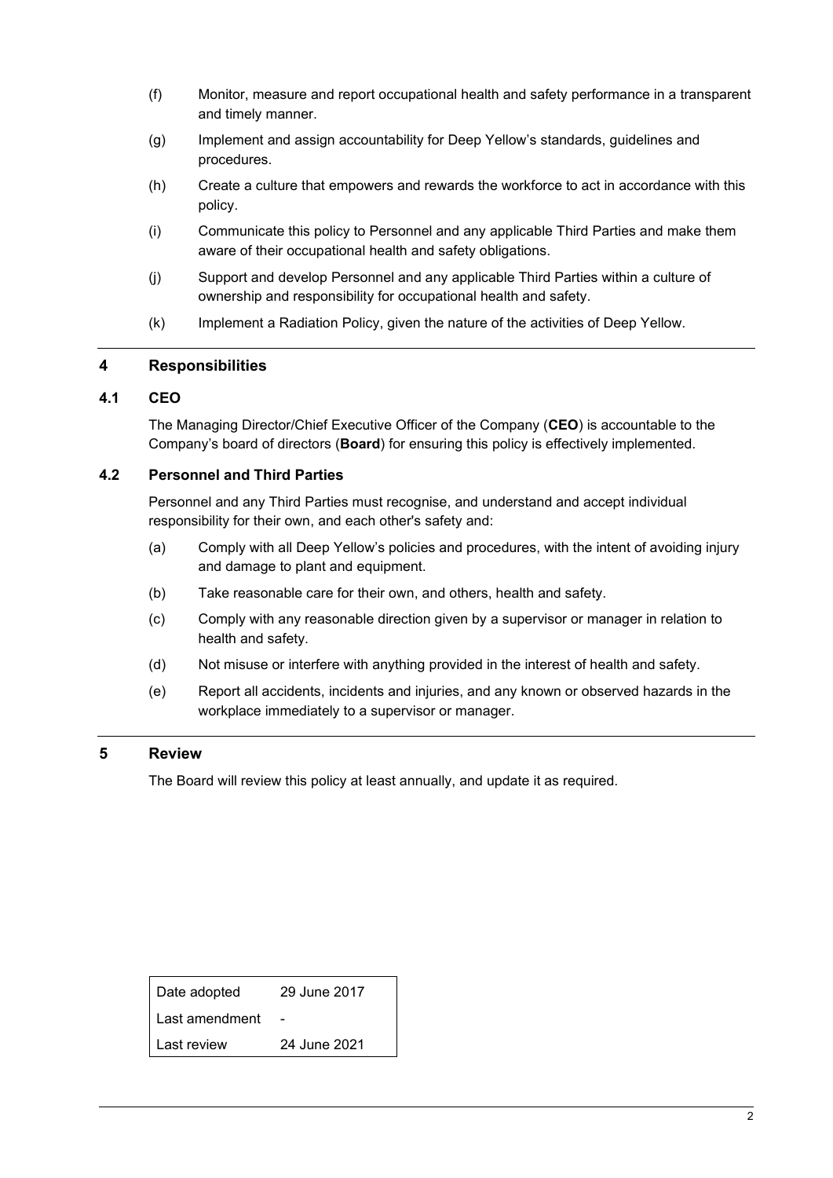(f) Monitor, measure and report occupational health and safety performance in a transparent and timely manner.

(g) Implement and assign accountability for Deep Yellow's standards, guidelines and procedures.

(h) Create a culture that empowers and rewards the workforce to act in accordance with this policy.

(i) Communicate this policy to Personnel and any applicable Third Parties and make them aware of their occupational health and safety obligations.

(j) Support and develop Personnel and any applicable Third Parties within a culture of ownership and responsibility for occupational health and safety.

(k) Implement a Radiation Policy, given the nature of the activities of Deep Yellow.

## 4 Responsibilities

### 4.1 CEO

The Managing Director/Chief Executive Officer of the Company (**CEO**) is accountable to the Company's board of directors (**Board**) for ensuring this policy is effectively implemented.

### 4.2 Personnel and Third Parties

Personnel and any Third Parties must recognise, and understand and accept individual responsibility for their own, and each other's safety and:

(a) Comply with all Deep Yellow's policies and procedures, with the intent of avoiding injury and damage to plant and equipment.

(b) Take reasonable care for their own, and others, health and safety.

(c) Comply with any reasonable direction given by a supervisor or manager in relation to health and safety.

(d) Not misuse or interfere with anything provided in the interest of health and safety.

(e) Report all accidents, incidents and injuries, and any known or observed hazards in the workplace immediately to a supervisor or manager.

## 5 Review

The Board will review this policy at least annually, and update it as required.

| | |
|---|---|
| Date adopted | 29 June 2017 |
| Last amendment | - |
| Last review | 24 June 2021 |